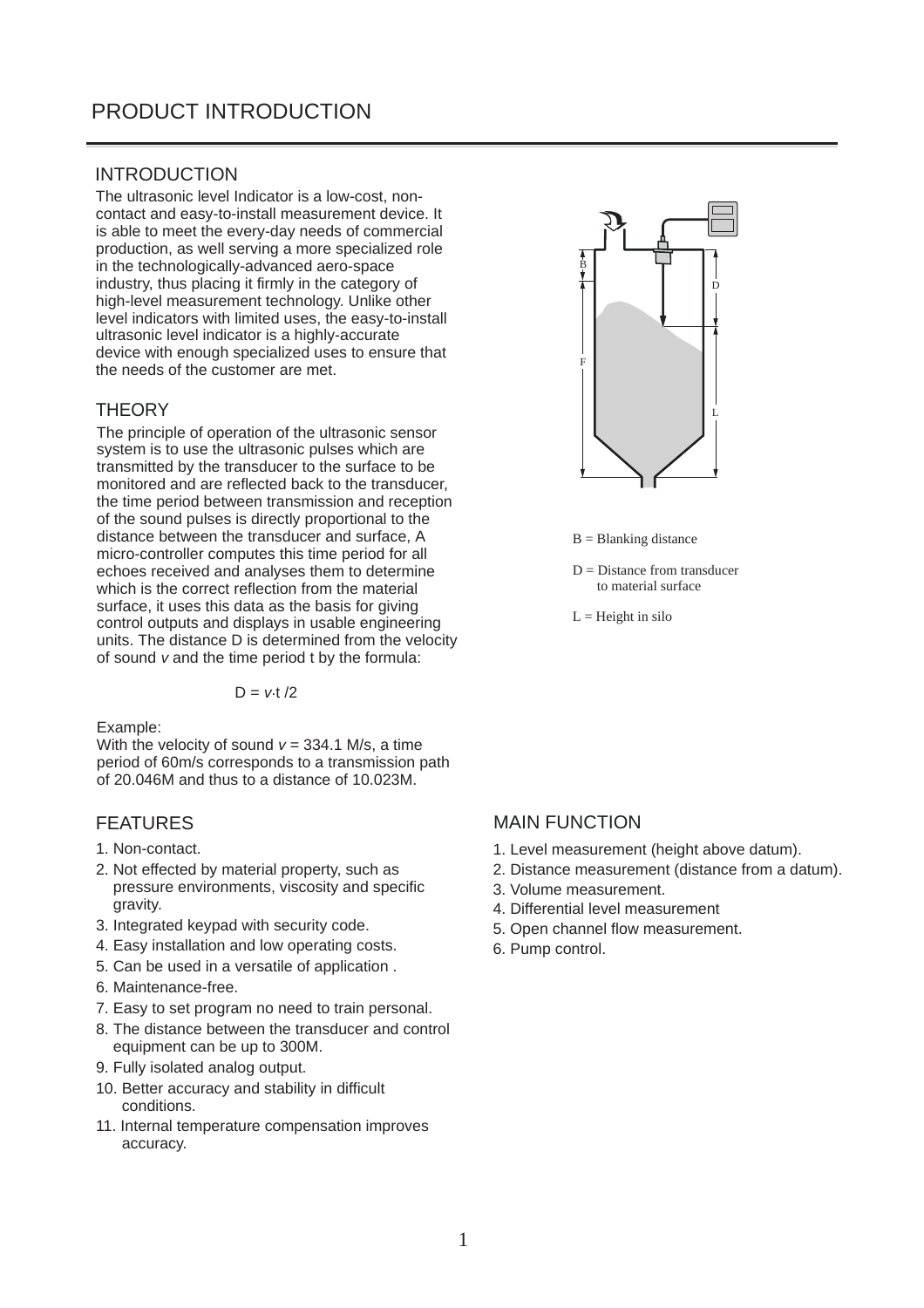# PRODUCT INTRODUCTION

## INTRODUCTION

The ultrasonic level Indicator is a low-cost, non-contact and easy-to-install measurement device. It is able to meet the every-day needs of commercial production, as well serving a more specialized role in the technologically-advanced aero-space industry, thus placing it firmly in the category of high-level measurement technology. Unlike other level indicators with limited uses, the easy-to-install ultrasonic level indicator is a highly-accurate device with enough specialized uses to ensure that the needs of the customer are met.

## THEORY

The principle of operation of the ultrasonic sensor system is to use the ultrasonic pulses which are transmitted by the transducer to the surface to be monitored and are reflected back to the transducer, the time period between transmission and reception of the sound pulses is directly proportional to the distance between the transducer and surface, A micro-controller computes this time period for all echoes received and analyses them to determine which is the correct reflection from the material surface, it uses this data as the basis for giving control outputs and displays in usable engineering units. The distance D is determined from the velocity of sound $v$ and the time period t by the formula:

$$D = v \cdot t / 2$$

Example:
With the velocity of sound $v$ = 334.1 M/s, a time period of 60m/s corresponds to a transmission path of 20.046M and thus to a distance of 10.023M.

B = Blanking distance

D = Distance from transducer to material surface

L = Height in silo

## FEATURES

1. Non-contact.
2. Not effected by material property, such as pressure environments, viscosity and specific gravity.
3. Integrated keypad with security code.
4. Easy installation and low operating costs.
5. Can be used in a versatile of application .
6. Maintenance-free.
7. Easy to set program no need to train personal.
8. The distance between the transducer and control equipment can be up to 300M.
9. Fully isolated analog output.
10. Better accuracy and stability in difficult conditions.
11. Internal temperature compensation improves accuracy.

## MAIN FUNCTION

1. Level measurement (height above datum).
2. Distance measurement (distance from a datum).
3. Volume measurement.
4. Differential level measurement
5. Open channel flow measurement.
6. Pump control.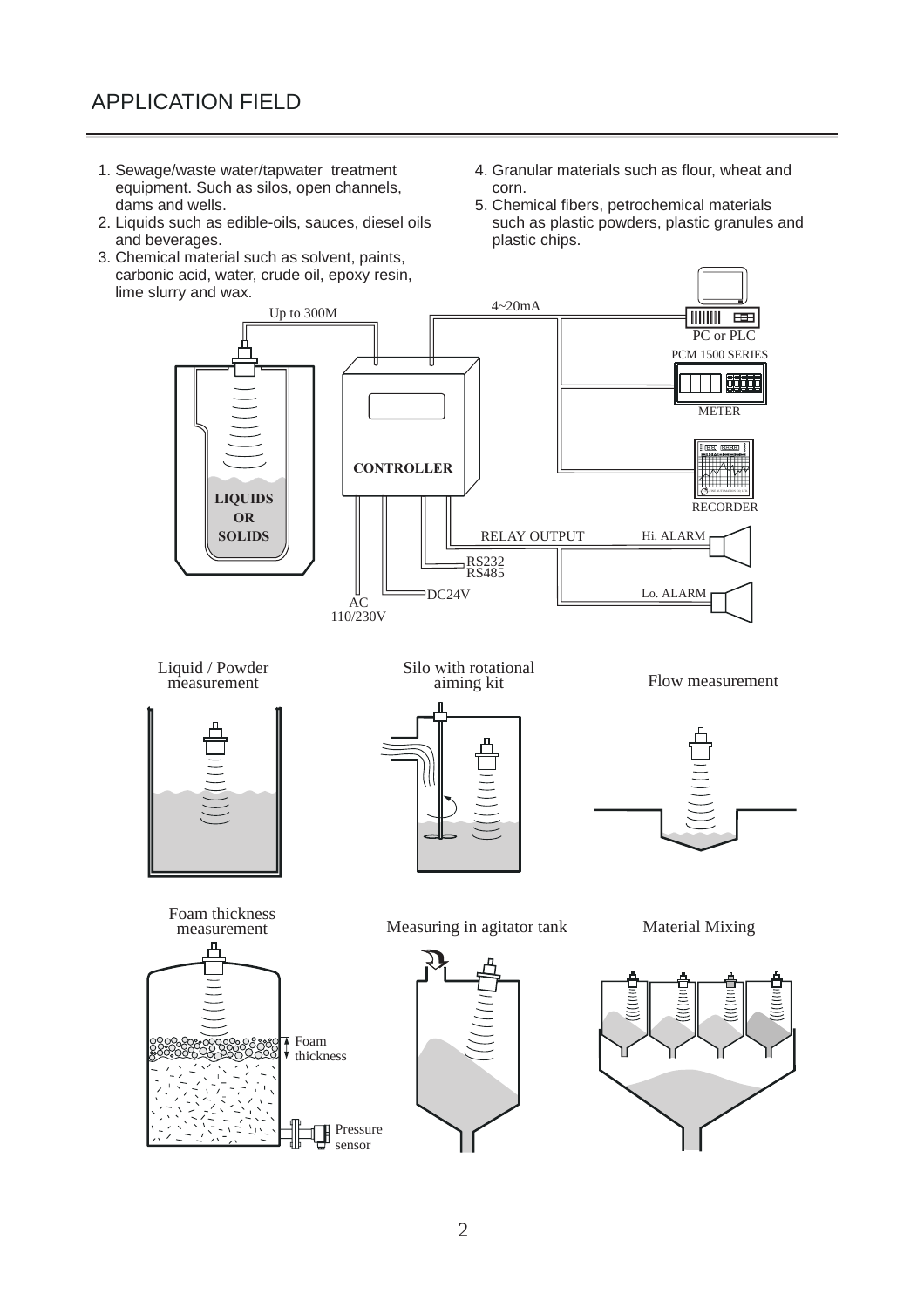# APPLICATION FIELD

1. Sewage/waste water/tapwater treatment equipment. Such as silos, open channels, dams and wells.
2. Liquids such as edible-oils, sauces, diesel oils and beverages.
3. Chemical material such as solvent, paints, carbonic acid, water, crude oil, epoxy resin, lime slurry and wax.
4. Granular materials such as flour, wheat and corn.
5. Chemical fibers, petrochemical materials such as plastic powders, plastic granules and plastic chips.

Up to 300M

4~20mA

PC or PLC

PCM 1500 SERIES

METER

RECORDER

CONTROLLER

LIQUIDS OR SOLIDS

RELAY OUTPUT

Hi. ALARM

RS232
RS485

DC24V

Lo. ALARM

AC
110/230V

Liquid / Powder measurement

Silo with rotational aiming kit

Flow measurement

Foam thickness measurement

Foam thickness

Pressure sensor

Measuring in agitator tank

Material Mixing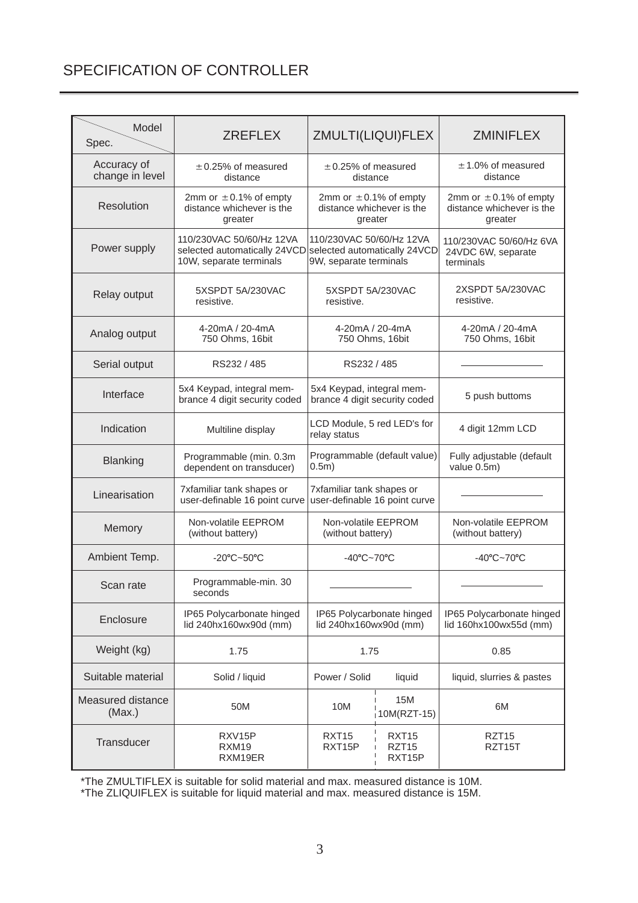# SPECIFICATION OF CONTROLLER

| Spec. / Model | ZREFLEX | ZMULTI(LIQUI)FLEX | ZMINIFLEX |
|---|---|---|---|
| Accuracy of change in level | ±0.25% of measured distance | ±0.25% of measured distance | ±1.0% of measured distance |
| Resolution | 2mm or ±0.1% of empty distance whichever is the greater | 2mm or ±0.1% of empty distance whichever is the greater | 2mm or ±0.1% of empty distance whichever is the greater |
| Power supply | 110/230VAC 50/60/Hz 12VA selected automatically 24VCD 10W, separate terminals | 110/230VAC 50/60/Hz 12VA selected automatically 24VCD 9W, separate terminals | 110/230VAC 50/60/Hz 6VA 24VDC 6W, separate terminals |
| Relay output | 5XSPDT 5A/230VAC resistive. | 5XSPDT 5A/230VAC resistive. | 2XSPDT 5A/230VAC resistive. |
| Analog output | 4-20mA / 20-4mA 750 Ohms, 16bit | 4-20mA / 20-4mA 750 Ohms, 16bit | 4-20mA / 20-4mA 750 Ohms, 16bit |
| Serial output | RS232 / 485 | RS232 / 485 | ——— |
| Interface | 5x4 Keypad, integral membrance 4 digit security coded | 5x4 Keypad, integral membrance 4 digit security coded | 5 push buttoms |
| Indication | Multiline display | LCD Module, 5 red LED's for relay status | 4 digit 12mm LCD |
| Blanking | Programmable (min. 0.3m dependent on transducer) | Programmable (default value) 0.5m) | Fully adjustable (default value 0.5m) |
| Linearisation | 7xfamiliar tank shapes or user-definable 16 point curve | 7xfamiliar tank shapes or user-definable 16 point curve | ——— |
| Memory | Non-volatile EEPROM (without battery) | Non-volatile EEPROM (without battery) | Non-volatile EEPROM (without battery) |
| Ambient Temp. | -20℃~50℃ | -40℃~70℃ | -40℃~70℃ |
| Scan rate | Programmable-min. 30 seconds | ——— | ——— |
| Enclosure | IP65 Polycarbonate hinged lid 240hx160wx90d (mm) | IP65 Polycarbonate hinged lid 240hx160wx90d (mm) | IP65 Polycarbonate hinged lid 160hx100wx55d (mm) |
| Weight (kg) | 1.75 | 1.75 | 0.85 |
| Suitable material | Solid / liquid | Power / Solid ¦ liquid | liquid, slurries & pastes |
| Measured distance (Max.) | 50M | 10M ¦ 15M 10M(RZT-15) | 6M |
| Transducer | RXV15P RXM19 RXM19ER | RXT15 RXT15P ¦ RXT15 RZT15 RXT15P | RZT15 RZT15T |

*The ZMULTIFLEX is suitable for solid material and max. measured distance is 10M.
*The ZLIQUIFLEX is suitable for liquid material and max. measured distance is 15M.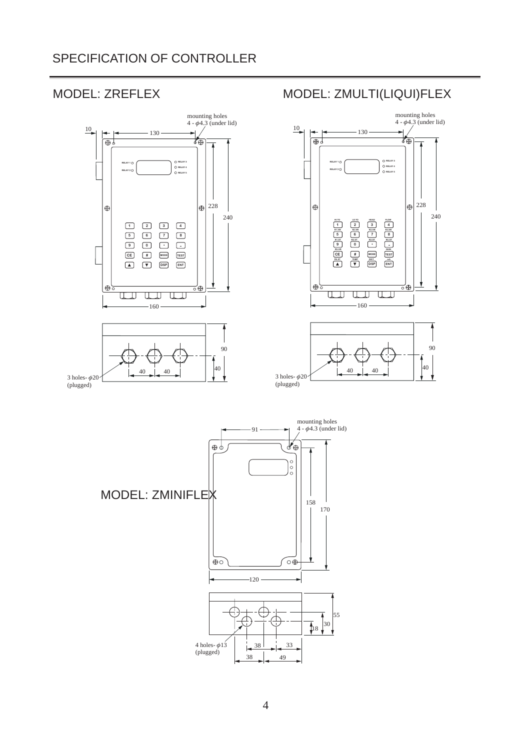# SPECIFICATION OF CONTROLLER

## MODEL: ZREFLEX

mounting holes
4 - $\phi$4.3 (under lid)

10, 130, 228, 240, 160

RELAY 1, RELAY 2, RELAY 3, RELAY 4, RELAY 5

1, 2, 3, 4, 5, 6, 7, 8, 9, 0, ., -, CE, #, MODE, TEST, ▲, ▼, DSP, ENT

90, 40, 40, 40

3 holes- $\phi$20
(plugged)

## MODEL: ZMULTI(LIQUI)FLEX

mounting holes
4 - $\phi$4.3 (under lid)

10, 130, 228, 240, 160

RELAY 1, RELAY 2, RELAY 3, RELAY 4, RELAY 5

HI TO, LO TO, HEAD, FLOW, R1.HR, R2.HR, R3.HR, R4.HR, R1.ST, R2.ST, R3.ST, R4.ST, R5.HR, GAIN, R5.ST, TEMP, DIST, mA

1, 2, 3, 4, 5, 6, 7, 8, 9, 0, ., -, CE, #, MODE, TEST, ▲, ▼, DSP, ENT

90, 40, 40, 40

3 holes- $\phi$20
(plugged)

## MODEL: ZMINIFLEX

mounting holes
4 - $\phi$4.3 (under lid)

91, 158, 170, 120

55, 30, 18, 38, 33, 38, 49

4 holes- $\phi$13
(plugged)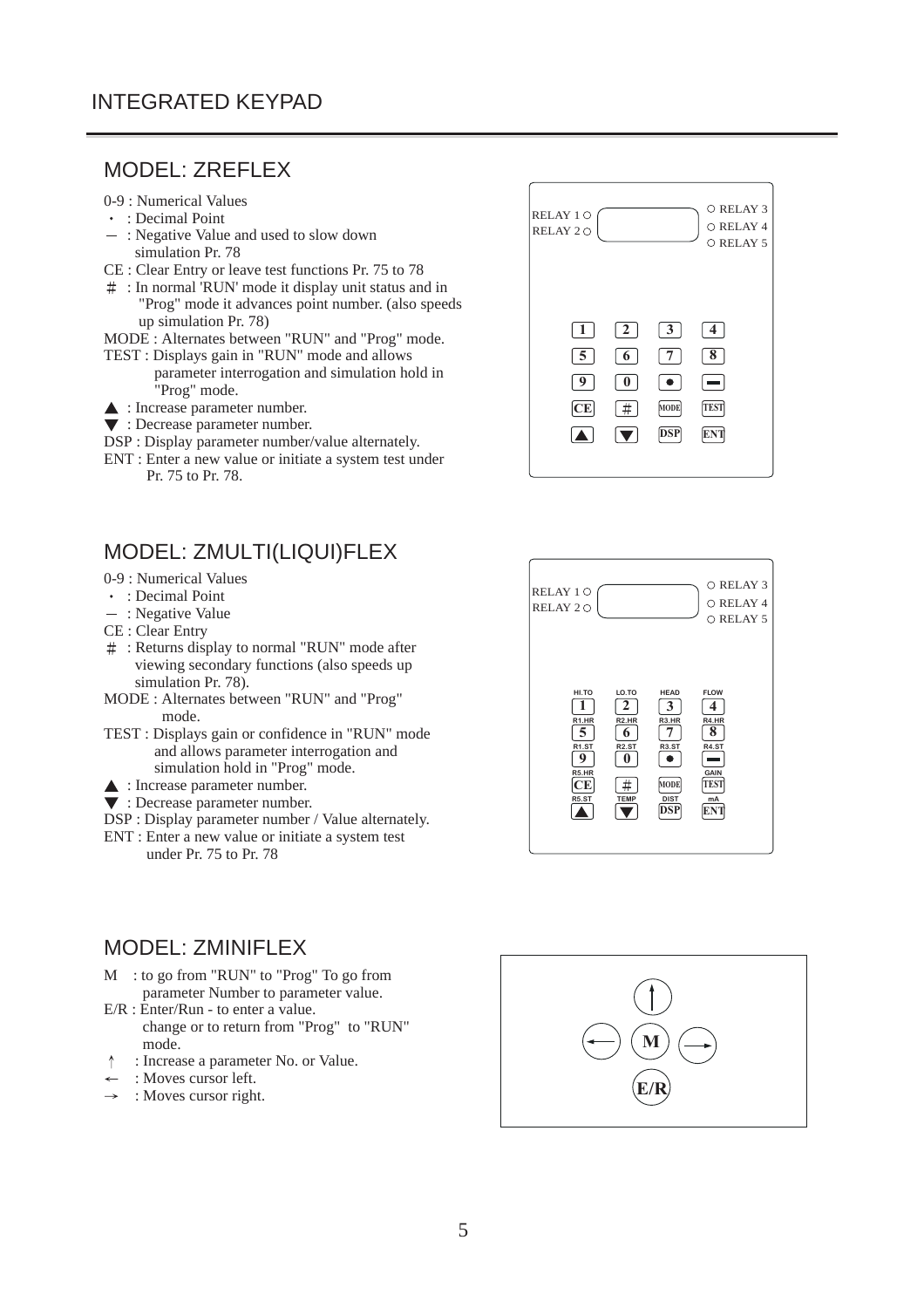# INTEGRATED KEYPAD

## MODEL: ZREFLEX

0-9 : Numerical Values
・ : Decimal Point
— : Negative Value and used to slow down simulation Pr. 78
CE : Clear Entry or leave test functions Pr. 75 to 78
# : In normal 'RUN' mode it display unit status and in "Prog" mode it advances point number. (also speeds up simulation Pr. 78)
MODE : Alternates between "RUN" and "Prog" mode.
TEST : Displays gain in "RUN" mode and allows parameter interrogation and simulation hold in "Prog" mode.
▲ : Increase parameter number.
▼ : Decrease parameter number.
DSP : Display parameter number/value alternately.
ENT : Enter a new value or initiate a system test under Pr. 75 to Pr. 78.

RELAY 1 ○ RELAY 2 ○ ○ RELAY 3 ○ RELAY 4 ○ RELAY 5

| | | | |
|---|---|---|---|
| 1 | 2 | 3 | 4 |
| 5 | 6 | 7 | 8 |
| 9 | 0 | ● | ▬ |
| CE | # | MODE | TEST |
| ▲ | ▼ | DSP | ENT |

## MODEL: ZMULTI(LIQUI)FLEX

0-9 : Numerical Values
・ : Decimal Point
— : Negative Value
CE : Clear Entry
# : Returns display to normal "RUN" mode after viewing secondary functions (also speeds up simulation Pr. 78).
MODE : Alternates between "RUN" and "Prog" mode.
TEST : Displays gain or confidence in "RUN" mode and allows parameter interrogation and simulation hold in "Prog" mode.
▲ : Increase parameter number.
▼ : Decrease parameter number.
DSP : Display parameter number / Value alternately.
ENT : Enter a new value or initiate a system test under Pr. 75 to Pr. 78

RELAY 1 ○ RELAY 2 ○ ○ RELAY 3 ○ RELAY 4 ○ RELAY 5

| | | | |
|---|---|---|---|
| HI.TO 1 | LO.TO 2 | HEAD 3 | FLOW 4 |
| R1.HR 5 | R2.HR 6 | R3.HR 7 | R4.HR 8 |
| R1.ST 9 | R2.ST 0 | R3.ST ● | R4.ST ▬ |
| R5.HR CE | # | MODE | GAIN TEST |
| R5.ST ▲ | TEMP ▼ | DIST DSP | mA ENT |

## MODEL: ZMINIFLEX

M : to go from "RUN" to "Prog" To go from parameter Number to parameter value.
E/R : Enter/Run - to enter a value. change or to return from "Prog" to "RUN" mode.
↑ : Increase a parameter No. or Value.
← : Moves cursor left.
→ : Moves cursor right.

↑
← M →
E/R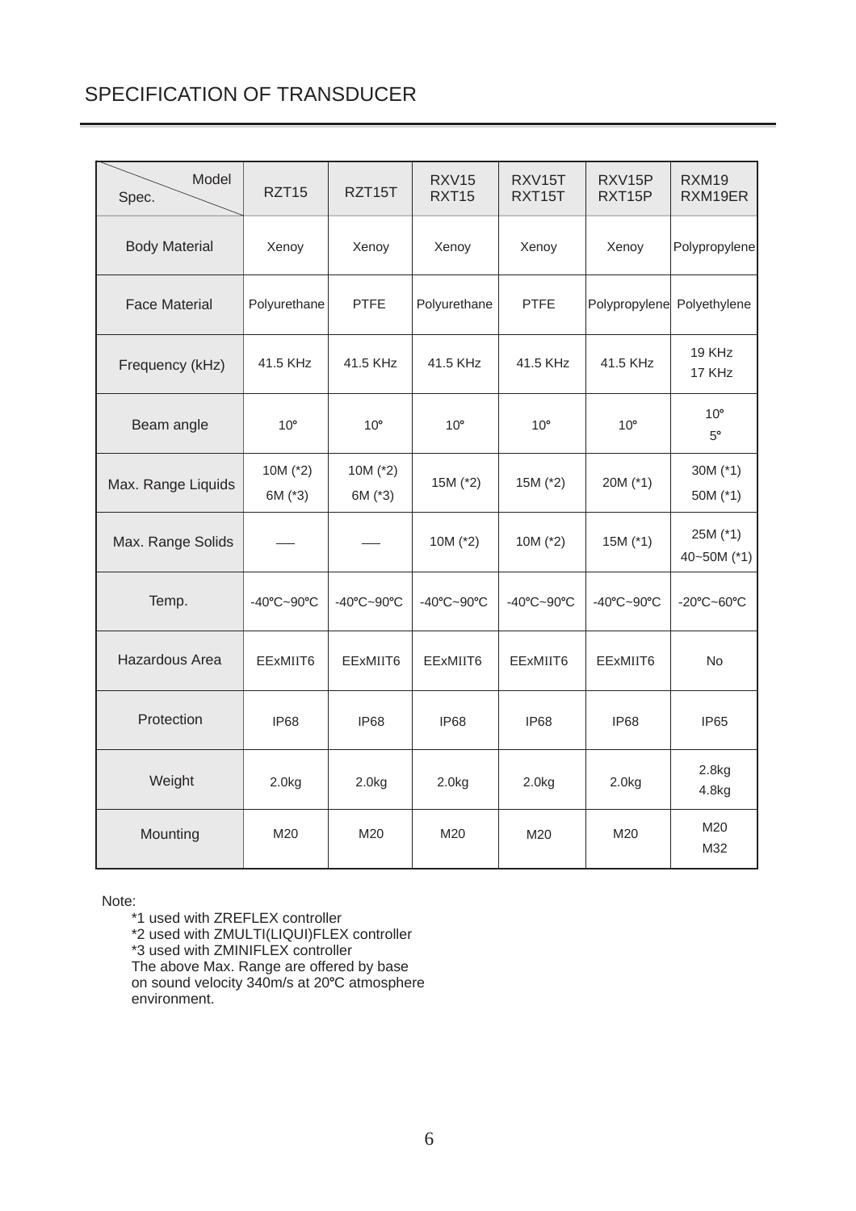# SPECIFICATION OF TRANSDUCER

| Spec. \ Model | RZT15 | RZT15T | RXV15 RXT15 | RXV15T RXT15T | RXV15P RXT15P | RXM19 RXM19ER |
|---|---|---|---|---|---|---|
| Body Material | Xenoy | Xenoy | Xenoy | Xenoy | Xenoy | Polypropylene |
| Face Material | Polyurethane | PTFE | Polyurethane | PTFE | Polypropylene | Polyethylene |
| Frequency (kHz) | 41.5 KHz | 41.5 KHz | 41.5 KHz | 41.5 KHz | 41.5 KHz | 19 KHz<br>17 KHz |
| Beam angle | 10° | 10° | 10° | 10° | 10° | 10°<br>5° |
| Max. Range Liquids | 10M (*2)<br>6M (*3) | 10M (*2)<br>6M (*3) | 15M (*2) | 15M (*2) | 20M (*1) | 30M (*1)<br>50M (*1) |
| Max. Range Solids | — | — | 10M (*2) | 10M (*2) | 15M (*1) | 25M (*1)<br>40~50M (*1) |
| Temp. | -40°C~90°C | -40°C~90°C | -40°C~90°C | -40°C~90°C | -40°C~90°C | -20°C~60°C |
| Hazardous Area | EExMIIT6 | EExMIIT6 | EExMIIT6 | EExMIIT6 | EExMIIT6 | No |
| Protection | IP68 | IP68 | IP68 | IP68 | IP68 | IP65 |
| Weight | 2.0kg | 2.0kg | 2.0kg | 2.0kg | 2.0kg | 2.8kg<br>4.8kg |
| Mounting | M20 | M20 | M20 | M20 | M20 | M20<br>M32 |

Note:

*1 used with ZREFLEX controller
*2 used with ZMULTI(LIQUI)FLEX controller
*3 used with ZMINIFLEX controller
The above Max. Range are offered by base on sound velocity 340m/s at 20°C atmosphere environment.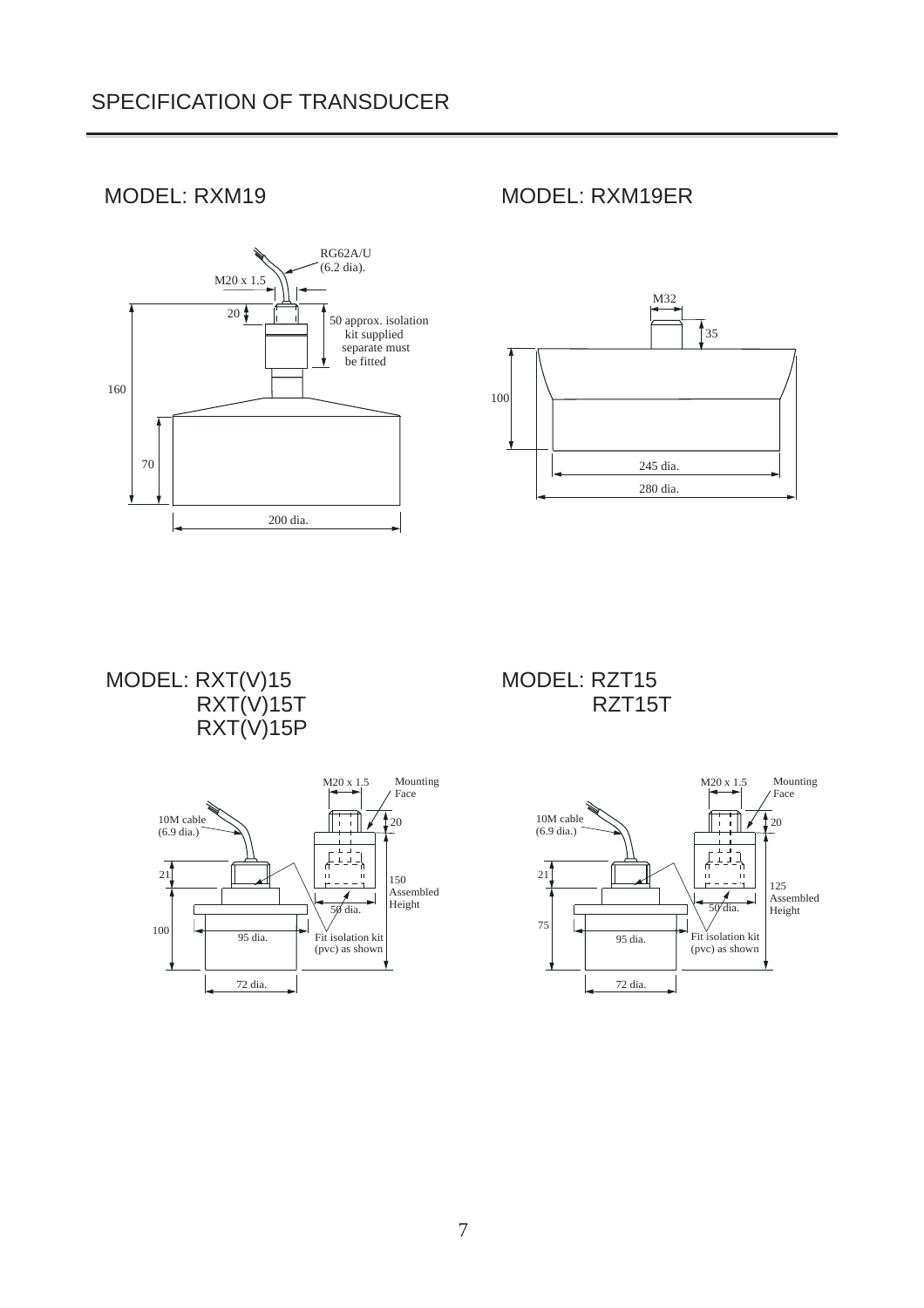# SPECIFICATION OF TRANSDUCER

## MODEL: RXM19

RG62A/U (6.2 dia).

M20 x 1.5

20

50 approx. isolation kit supplied separate must be fitted

160

70

200 dia.

## MODEL: RXM19ER

M32

35

100

245 dia.

280 dia.

## MODEL: RXT(V)15 RXT(V)15T RXT(V)15P

M20 x 1.5

Mounting Face

10M cable (6.9 dia.)

20

21

150 Assembled Height

50 dia.

100

95 dia.

Fit isolation kit (pvc) as shown

72 dia.

## MODEL: RZT15 RZT15T

M20 x 1.5

Mounting Face

10M cable (6.9 dia.)

20

21

125 Assembled Height

50 dia.

75

95 dia.

Fit isolation kit (pvc) as shown

72 dia.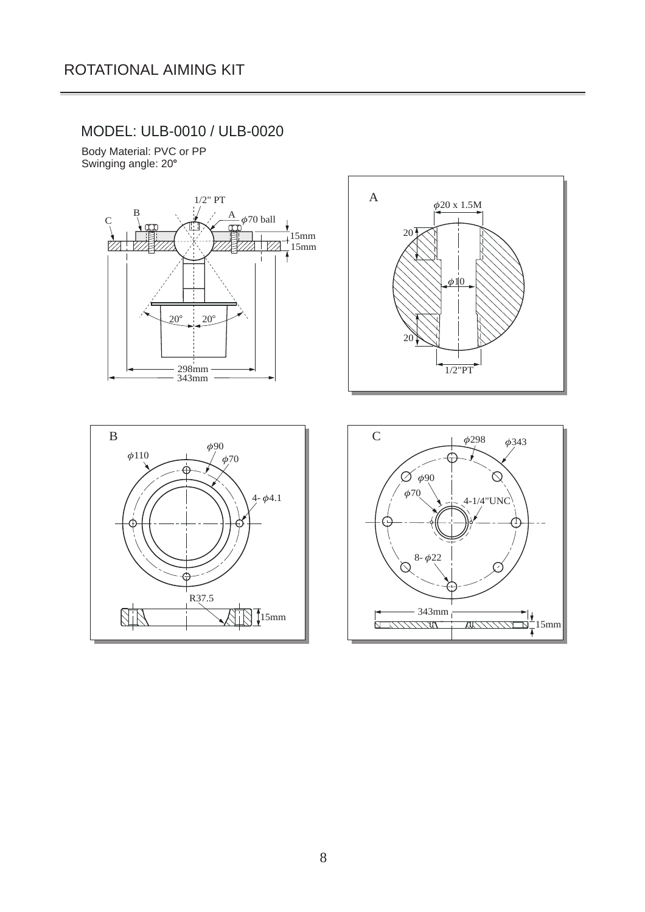# ROTATIONAL AIMING KIT

## MODEL: ULB-0010 / ULB-0020

Body Material: PVC or PP
Swinging angle: 20°

1/2" PT
B
A
C
$\phi$70 ball
15mm
15mm
20°
20°
298mm
343mm

A
$\phi$20 x 1.5M
20
$\phi$10
20
1/2"PT

B
$\phi$110
$\phi$90
$\phi$70
4- $\phi$4.1
R37.5
15mm

C
$\phi$298
$\phi$343
$\phi$90
$\phi$70
4-1/4"UNC
8- $\phi$22
343mm
15mm